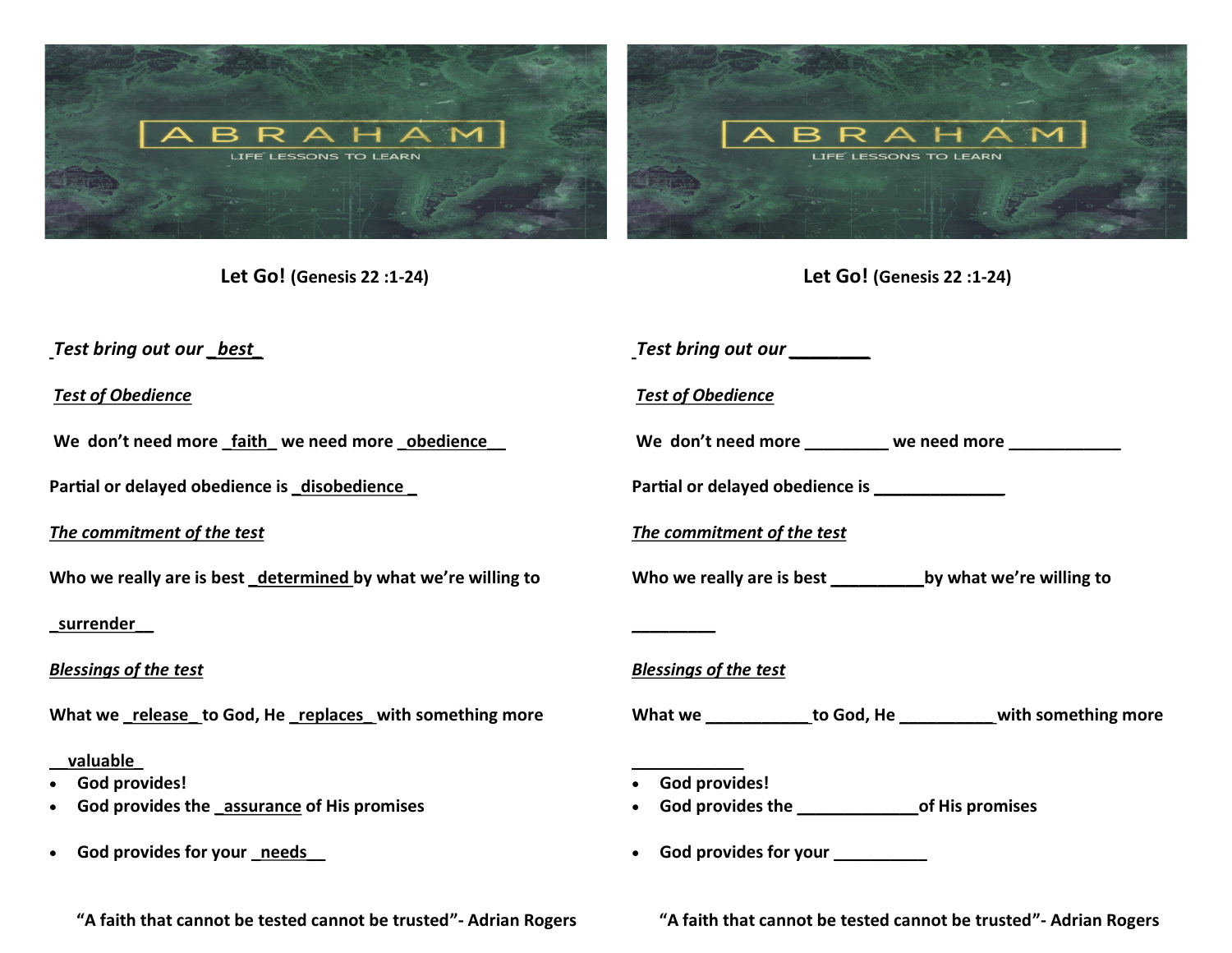ABRAHAM

LIFE LESSONS TO LEARN

## Let Go! (Genesis 22 :1-24)

*Test bring out our _best_*

*Test of Obedience*

**We don't need more _faith_ we need more _obedience__**

**Partial or delayed obedience is _disobedience _**

*The commitment of the test*

**Who we really are is best _determined by what we're willing to _surrender__**

*Blessings of the test*

**What we _release_ to God, He _replaces_ with something more __valuable_**

- **God provides!**
- **God provides the _assurance of His promises**
- **God provides for your _needs__**

**"A faith that cannot be tested cannot be trusted"- Adrian Rogers**

---

ABRAHAM

LIFE LESSONS TO LEARN

## Let Go! (Genesis 22 :1-24)

*Test bring out our ________*

*Test of Obedience*

**We don't need more _________ we need more ____________**

**Partial or delayed obedience is ______________**

*The commitment of the test*

**Who we really are is best __________by what we're willing to _________**

*Blessings of the test*

**What we ___________to God, He __________with something more ____________**

- **God provides!**
- **God provides the _____________of His promises**
- **God provides for your __________**

**"A faith that cannot be tested cannot be trusted"- Adrian Rogers**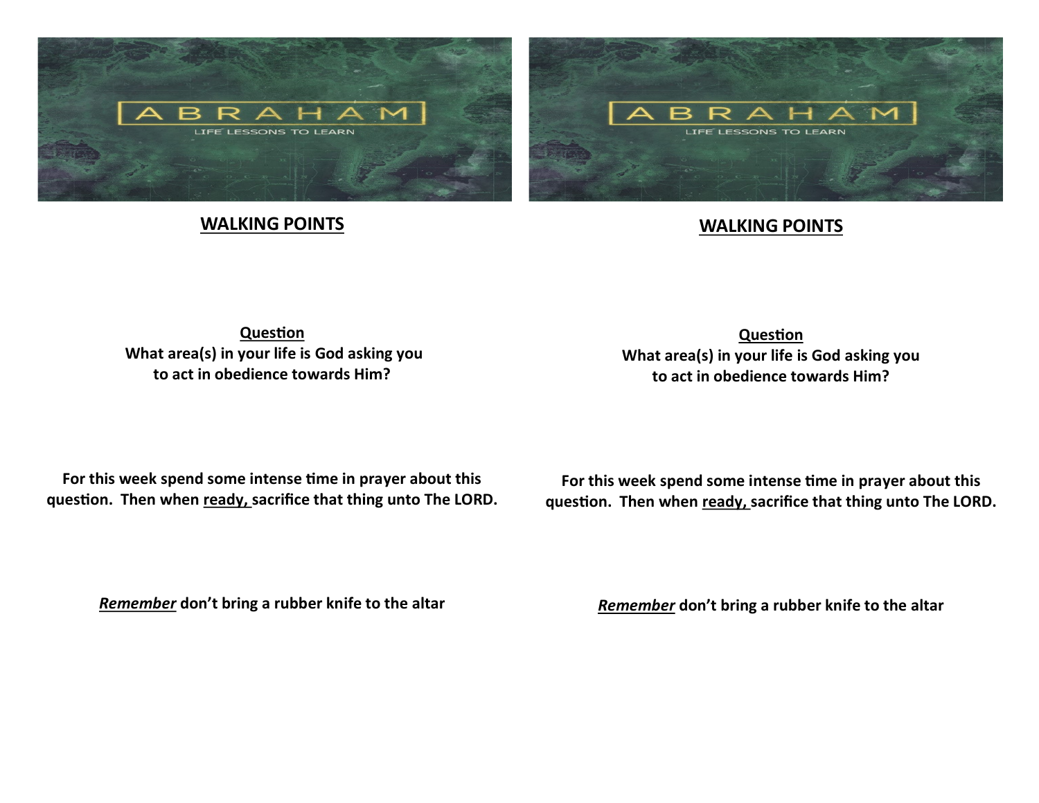ABRAHAM

LIFE LESSONS TO LEARN

## WALKING POINTS

**Question**

**What area(s) in your life is God asking you to act in obedience towards Him?**

**For this week spend some intense time in prayer about this question. Then when ready, sacrifice that thing unto The LORD.**

***Remember*** **don't bring a rubber knife to the altar**

ABRAHAM

LIFE LESSONS TO LEARN

## WALKING POINTS

**Question**

**What area(s) in your life is God asking you to act in obedience towards Him?**

**For this week spend some intense time in prayer about this question. Then when ready, sacrifice that thing unto The LORD.**

***Remember*** **don't bring a rubber knife to the altar**